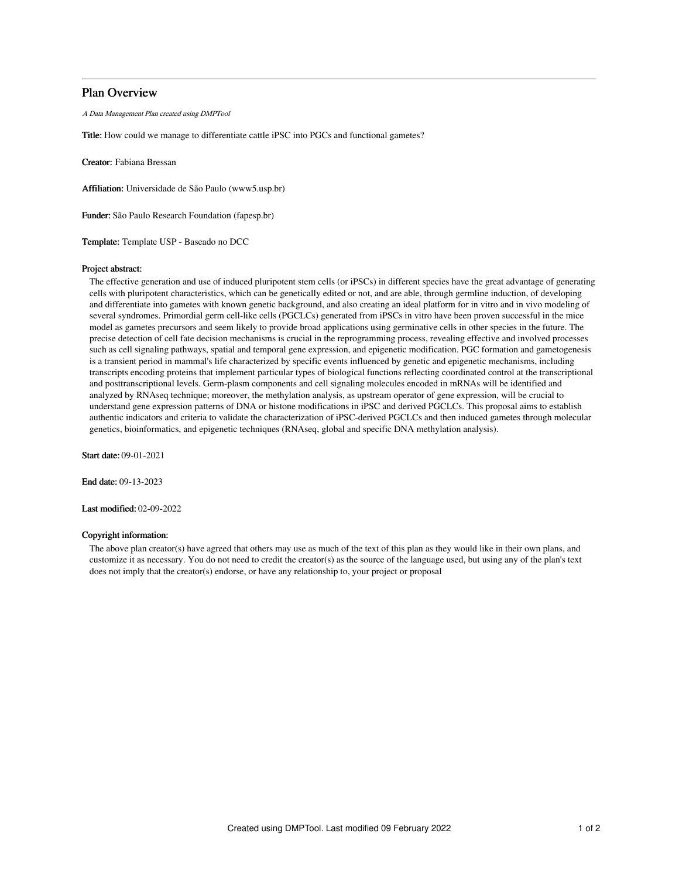# Plan Overview

*A Data Management Plan created using DMPTool*

**Title:** How could we manage to differentiate cattle iPSC into PGCs and functional gametes?

**Creator:** Fabiana Bressan

**Affiliation:** Universidade de São Paulo (www5.usp.br)

**Funder:** São Paulo Research Foundation (fapesp.br)

**Template:** Template USP - Baseado no DCC

**Project abstract:**

The effective generation and use of induced pluripotent stem cells (or iPSCs) in different species have the great advantage of generating cells with pluripotent characteristics, which can be genetically edited or not, and are able, through germline induction, of developing and differentiate into gametes with known genetic background, and also creating an ideal platform for in vitro and in vivo modeling of several syndromes. Primordial germ cell-like cells (PGCLCs) generated from iPSCs in vitro have been proven successful in the mice model as gametes precursors and seem likely to provide broad applications using germinative cells in other species in the future. The precise detection of cell fate decision mechanisms is crucial in the reprogramming process, revealing effective and involved processes such as cell signaling pathways, spatial and temporal gene expression, and epigenetic modification. PGC formation and gametogenesis is a transient period in mammal's life characterized by specific events influenced by genetic and epigenetic mechanisms, including transcripts encoding proteins that implement particular types of biological functions reflecting coordinated control at the transcriptional and posttranscriptional levels. Germ-plasm components and cell signaling molecules encoded in mRNAs will be identified and analyzed by RNAseq technique; moreover, the methylation analysis, as upstream operator of gene expression, will be crucial to understand gene expression patterns of DNA or histone modifications in iPSC and derived PGCLCs. This proposal aims to establish authentic indicators and criteria to validate the characterization of iPSC-derived PGCLCs and then induced gametes through molecular genetics, bioinformatics, and epigenetic techniques (RNAseq, global and specific DNA methylation analysis).

**Start date:** 09-01-2021

**End date:** 09-13-2023

**Last modified:** 02-09-2022

**Copyright information:**

The above plan creator(s) have agreed that others may use as much of the text of this plan as they would like in their own plans, and customize it as necessary. You do not need to credit the creator(s) as the source of the language used, but using any of the plan's text does not imply that the creator(s) endorse, or have any relationship to, your project or proposal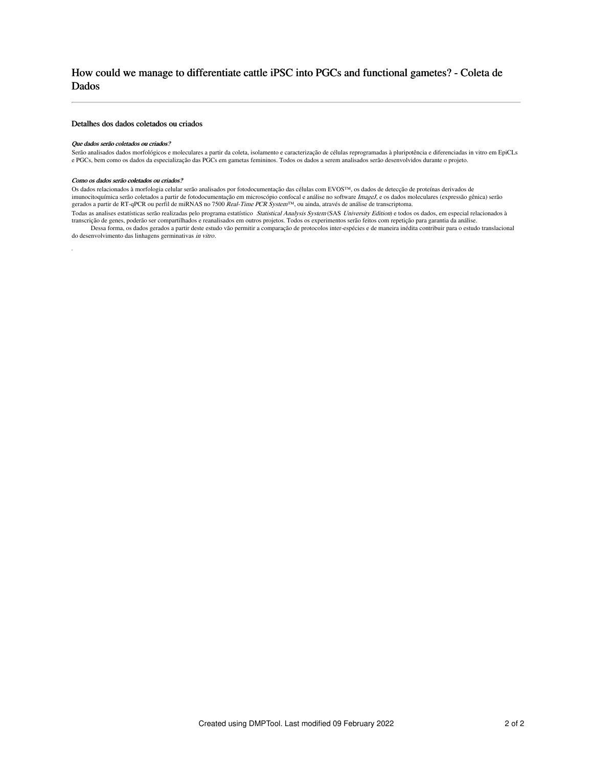## How could we manage to differentiate cattle iPSC into PGCs and functional gametes? - Coleta de Dados

### Detalhes dos dados coletados ou criados

***Que dados serão coletados ou criados?***

Serão analisados dados morfológicos e moleculares a partir da coleta, isolamento e caracterização de células reprogramadas à pluripotência e diferenciadas in vitro em EpiCLs e PGCs, bem como os dados da especialização das PGCs em gametas femininos. Todos os dados a serem analisados serão desenvolvidos durante o projeto.

***Como os dados serão coletados ou criados?***

Os dados relacionados à morfologia celular serão analisados por fotodocumentação das células com EVOS™, os dados de detecção de proteínas derivados de imunocitoquímica serão coletados a partir de fotodocumentação em microscópio confocal e análise no software *ImageJ*, e os dados moleculares (expressão gênica) serão gerados a partir de RT-qPCR ou perfil de miRNAS no 7500 *Real-Time PCR System*™, ou ainda, através de análise de transcriptoma.

Todas as analises estatísticas serão realizadas pelo programa estatístico *Statistical Analysis System* (SAS *University Edition*) e todos os dados, em especial relacionados à transcrição de genes, poderão ser compartilhados e reanalisados em outros projetos. Todos os experimentos serão feitos com repetição para garantia da análise.

Dessa forma, os dados gerados a partir deste estudo vão permitir a comparação de protocolos inter-espécies e de maneira inédita contribuir para o estudo translacional do desenvolvimento das linhagens germinativas *in vitro*.

.